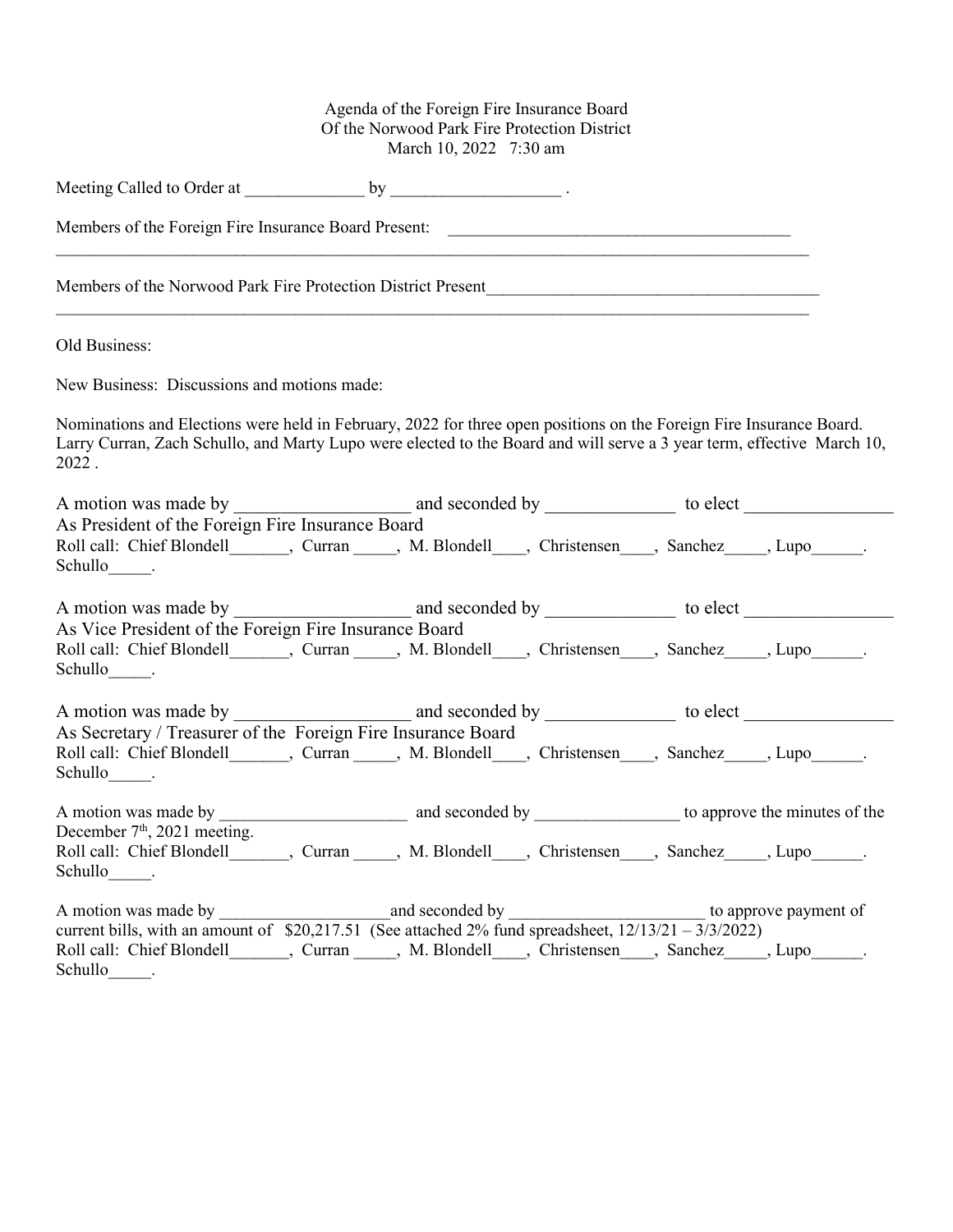Agenda of the Foreign Fire Insurance Board
Of the Norwood Park Fire Protection District
March 10, 2022 7:30 am

Meeting Called to Order at ______________ by ____________________ .

Members of the Foreign Fire Insurance Board Present: ________________________________________
______________________________________________________________________________________

Members of the Norwood Park Fire Protection District Present______________________________________
______________________________________________________________________________________

Old Business:

New Business: Discussions and motions made:

Nominations and Elections were held in February, 2022 for three open positions on the Foreign Fire Insurance Board. Larry Curran, Zach Schullo, and Marty Lupo were elected to the Board and will serve a 3 year term, effective March 10, 2022 .

A motion was made by ___________________ and seconded by ______________ to elect ________________
As President of the Foreign Fire Insurance Board
Roll call: Chief Blondell_______, Curran _____, M. Blondell____, Christensen____, Sanchez_____, Lupo______. Schullo_____.

A motion was made by ___________________ and seconded by ______________ to elect ________________
As Vice President of the Foreign Fire Insurance Board
Roll call: Chief Blondell_______, Curran _____, M. Blondell____, Christensen____, Sanchez_____, Lupo______. Schullo_____.

A motion was made by ___________________ and seconded by ______________ to elect ________________
As Secretary / Treasurer of the Foreign Fire Insurance Board
Roll call: Chief Blondell_______, Curran _____, M. Blondell____, Christensen____, Sanchez_____, Lupo______. Schullo_____.

A motion was made by ______________________ and seconded by _________________ to approve the minutes of the December 7th, 2021 meeting.
Roll call: Chief Blondell_______, Curran _____, M. Blondell____, Christensen____, Sanchez_____, Lupo______. Schullo_____.

A motion was made by ____________________and seconded by _______________________ to approve payment of current bills, with an amount of $20,217.51 (See attached 2% fund spreadsheet, 12/13/21 – 3/3/2022)
Roll call: Chief Blondell_______, Curran _____, M. Blondell____, Christensen____, Sanchez_____, Lupo______. Schullo_____.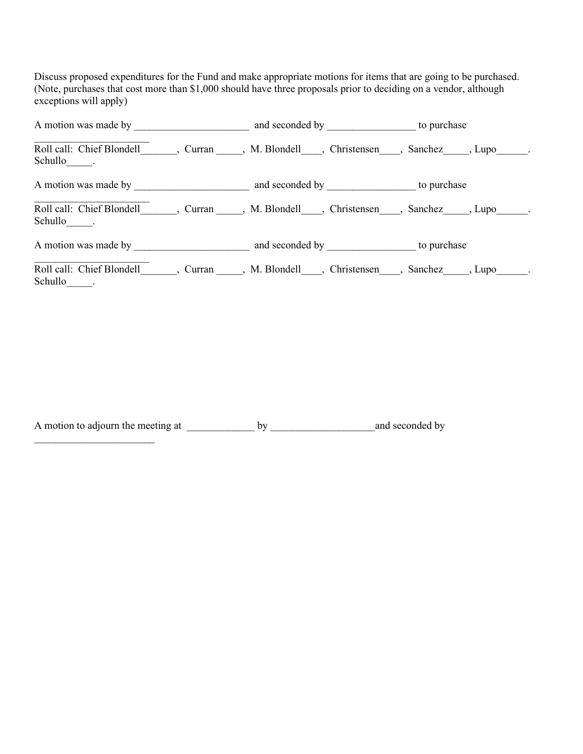Discuss proposed expenditures for the Fund and make appropriate motions for items that are going to be purchased. (Note, purchases that cost more than $1,000 should have three proposals prior to deciding on a vendor, although exceptions will apply)

A motion was made by ______________________ and seconded by _________________ to purchase ______________________

Roll call: Chief Blondell_______, Curran _____, M. Blondell____, Christensen____, Sanchez_____, Lupo______. Schullo_____.

A motion was made by ______________________ and seconded by _________________ to purchase ______________________

Roll call: Chief Blondell_______, Curran _____, M. Blondell____, Christensen____, Sanchez_____, Lupo______. Schullo_____.

A motion was made by ______________________ and seconded by _________________ to purchase ______________________

Roll call: Chief Blondell_______, Curran _____, M. Blondell____, Christensen____, Sanchez_____, Lupo______. Schullo_____.

A motion to adjourn the meeting at _____________ by ____________________and seconded by ________________________